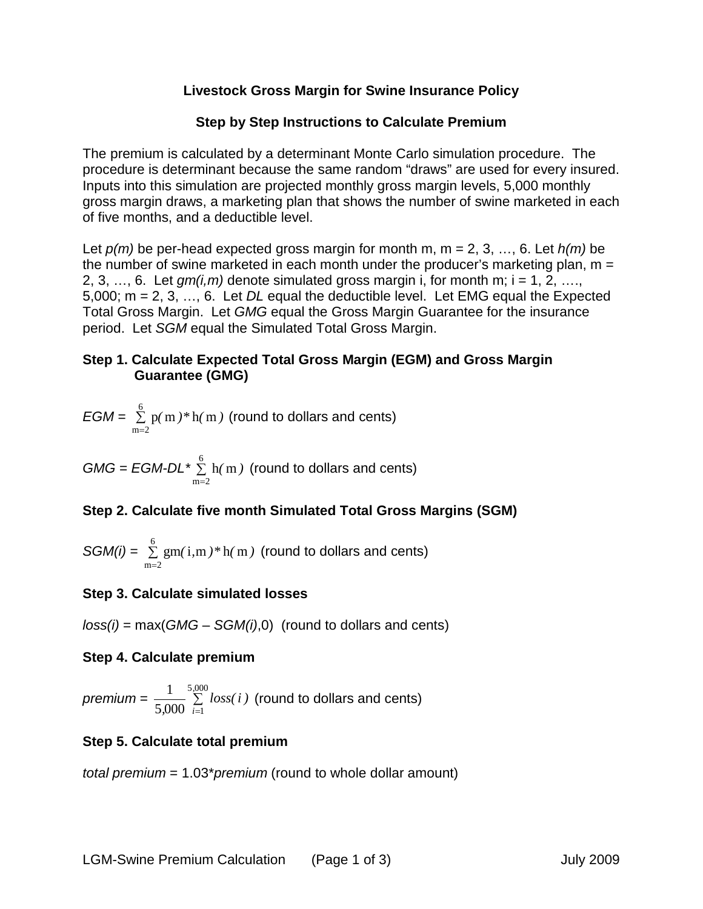# Livestock Gross Margin for Swine Insurance Policy

## Step by Step Instructions to Calculate Premium

The premium is calculated by a determinant Monte Carlo simulation procedure. The procedure is determinant because the same random "draws" are used for every insured. Inputs into this simulation are projected monthly gross margin levels, 5,000 monthly gross margin draws, a marketing plan that shows the number of swine marketed in each of five months, and a deductible level.

Let *p(m)* be per-head expected gross margin for month m, m = 2, 3, …, 6. Let *h(m)* be the number of swine marketed in each month under the producer's marketing plan, m = 2, 3, …, 6. Let *gm(i,m)* denote simulated gross margin i, for month m; i = 1, 2, …., 5,000; m = 2, 3, …, 6. Let *DL* equal the deductible level. Let EMG equal the Expected Total Gross Margin. Let *GMG* equal the Gross Margin Guarantee for the insurance period. Let *SGM* equal the Simulated Total Gross Margin.

### Step 1. Calculate Expected Total Gross Margin (EGM) and Gross Margin Guarantee (GMG)

*EGM* = $\sum_{m=2}^{6} p(m)*h(m)$ (round to dollars and cents)

*GMG* = *EGM-DL** $\sum_{m=2}^{6} h(m)$ (round to dollars and cents)

### Step 2. Calculate five month Simulated Total Gross Margins (SGM)

*SGM(i)* = $\sum_{m=2}^{6} gm(i,m)*h(m)$ (round to dollars and cents)

### Step 3. Calculate simulated losses

*loss(i)* = max(*GMG* – *SGM(i)*,0) (round to dollars and cents)

### Step 4. Calculate premium

*premium* = $\frac{1}{5{,}000}\sum_{i=1}^{5{,}000} loss(i)$ (round to dollars and cents)

### Step 5. Calculate total premium

*total premium* = 1.03**premium* (round to whole dollar amount)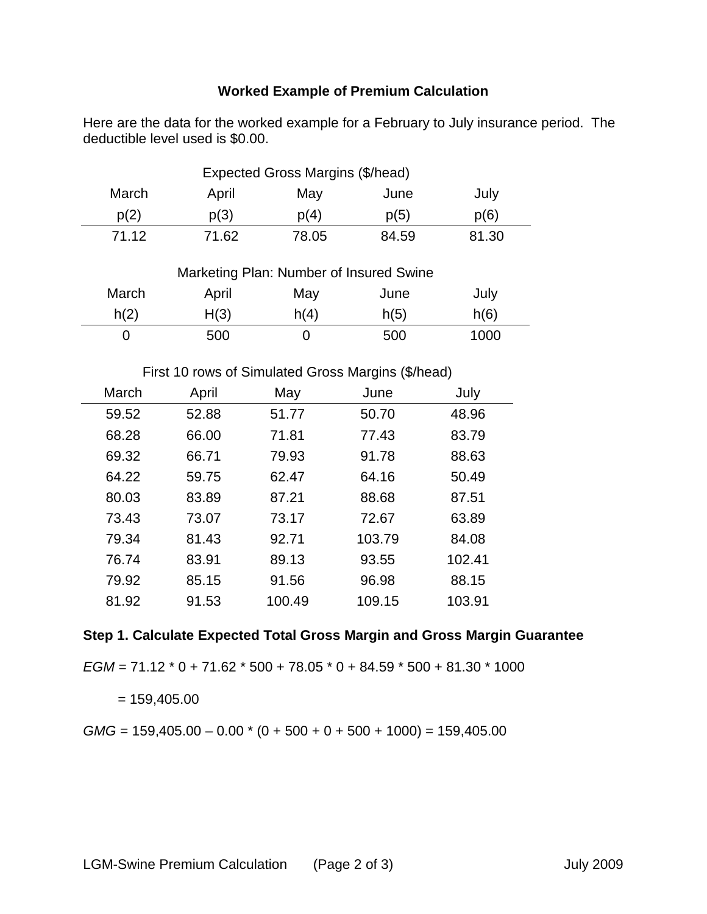## Worked Example of Premium Calculation

Here are the data for the worked example for a February to July insurance period. The deductible level used is $0.00.

Expected Gross Margins ($/head)

| March | April | May | June | July |
|---|---|---|---|---|
| p(2) | p(3) | p(4) | p(5) | p(6) |
| 71.12 | 71.62 | 78.05 | 84.59 | 81.30 |

Marketing Plan: Number of Insured Swine

| March | April | May | June | July |
|---|---|---|---|---|
| h(2) | H(3) | h(4) | h(5) | h(6) |
| 0 | 500 | 0 | 500 | 1000 |

First 10 rows of Simulated Gross Margins ($/head)

| March | April | May | June | July |
|---|---|---|---|---|
| 59.52 | 52.88 | 51.77 | 50.70 | 48.96 |
| 68.28 | 66.00 | 71.81 | 77.43 | 83.79 |
| 69.32 | 66.71 | 79.93 | 91.78 | 88.63 |
| 64.22 | 59.75 | 62.47 | 64.16 | 50.49 |
| 80.03 | 83.89 | 87.21 | 88.68 | 87.51 |
| 73.43 | 73.07 | 73.17 | 72.67 | 63.89 |
| 79.34 | 81.43 | 92.71 | 103.79 | 84.08 |
| 76.74 | 83.91 | 89.13 | 93.55 | 102.41 |
| 79.92 | 85.15 | 91.56 | 96.98 | 88.15 |
| 81.92 | 91.53 | 100.49 | 109.15 | 103.91 |

### Step 1. Calculate Expected Total Gross Margin and Gross Margin Guarantee

$EGM$ = 71.12 * 0 + 71.62 * 500 + 78.05 * 0 + 84.59 * 500 + 81.30 * 1000

= 159,405.00

$GMG$ = 159,405.00 – 0.00 * (0 + 500 + 0 + 500 + 1000) = 159,405.00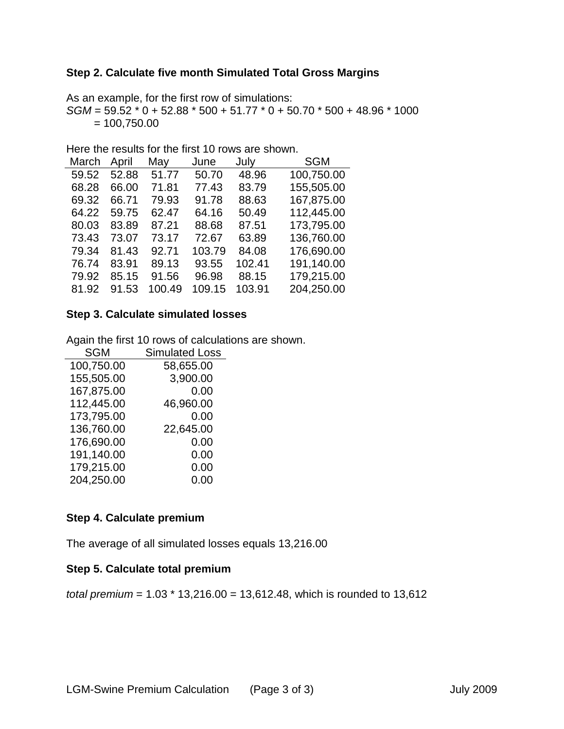**Step 2. Calculate five month Simulated Total Gross Margins**

As an example, for the first row of simulations:

*SGM* = 59.52 * 0 + 52.88 * 500 + 51.77 * 0 + 50.70 * 500 + 48.96 * 1000
= 100,750.00

Here the results for the first 10 rows are shown.

| March | April | May | June | July | SGM |
|---|---|---|---|---|---|
| 59.52 | 52.88 | 51.77 | 50.70 | 48.96 | 100,750.00 |
| 68.28 | 66.00 | 71.81 | 77.43 | 83.79 | 155,505.00 |
| 69.32 | 66.71 | 79.93 | 91.78 | 88.63 | 167,875.00 |
| 64.22 | 59.75 | 62.47 | 64.16 | 50.49 | 112,445.00 |
| 80.03 | 83.89 | 87.21 | 88.68 | 87.51 | 173,795.00 |
| 73.43 | 73.07 | 73.17 | 72.67 | 63.89 | 136,760.00 |
| 79.34 | 81.43 | 92.71 | 103.79 | 84.08 | 176,690.00 |
| 76.74 | 83.91 | 89.13 | 93.55 | 102.41 | 191,140.00 |
| 79.92 | 85.15 | 91.56 | 96.98 | 88.15 | 179,215.00 |
| 81.92 | 91.53 | 100.49 | 109.15 | 103.91 | 204,250.00 |

**Step 3. Calculate simulated losses**

Again the first 10 rows of calculations are shown.

| SGM | Simulated Loss |
|---|---|
| 100,750.00 | 58,655.00 |
| 155,505.00 | 3,900.00 |
| 167,875.00 | 0.00 |
| 112,445.00 | 46,960.00 |
| 173,795.00 | 0.00 |
| 136,760.00 | 22,645.00 |
| 176,690.00 | 0.00 |
| 191,140.00 | 0.00 |
| 179,215.00 | 0.00 |
| 204,250.00 | 0.00 |

**Step 4. Calculate premium**

The average of all simulated losses equals 13,216.00

**Step 5. Calculate total premium**

*total premium* = 1.03 * 13,216.00 = 13,612.48, which is rounded to 13,612